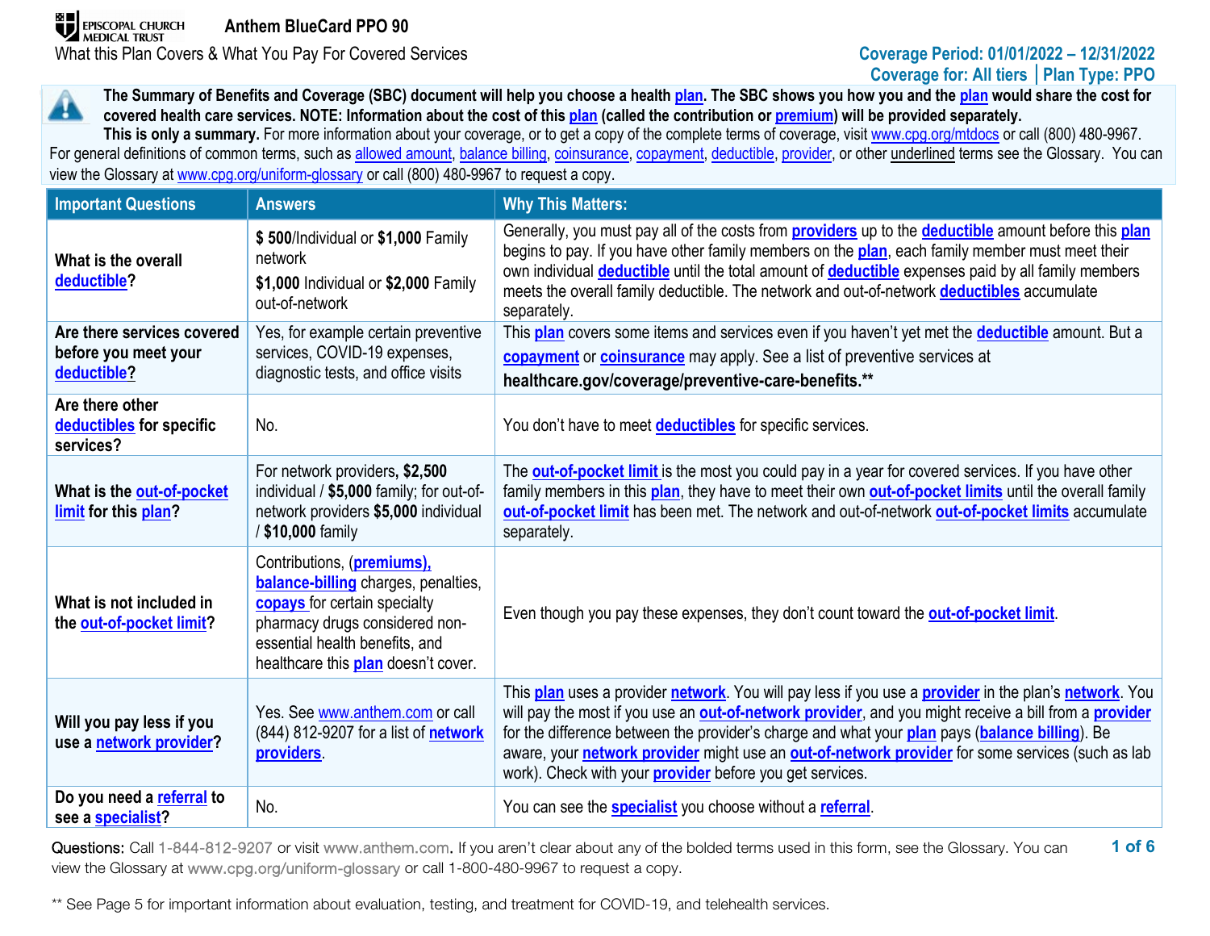EPISCOPAL CHURCH MEDICAL TRUST

# Anthem BlueCard PPO 90

What this Plan Covers & What You Pay For Covered Services

Coverage Period: 01/01/2022 – 12/31/2022
Coverage for: All tiers | Plan Type: PPO

**The Summary of Benefits and Coverage (SBC) document will help you choose a health plan. The SBC shows you how you and the plan would share the cost for covered health care services. NOTE: Information about the cost of this plan (called the contribution or premium) will be provided separately.**
**This is only a summary.** For more information about your coverage, or to get a copy of the complete terms of coverage, visit www.cpg.org/mtdocs or call (800) 480-9967. For general definitions of common terms, such as allowed amount, balance billing, coinsurance, copayment, deductible, provider, or other underlined terms see the Glossary. You can view the Glossary at www.cpg.org/uniform-glossary or call (800) 480-9967 to request a copy.

| Important Questions | Answers | Why This Matters: |
|---|---|---|
| **What is the overall deductible?** | **$ 500**/Individual or **$1,000** Family network<br>**$1,000** Individual or **$2,000** Family out-of-network | Generally, you must pay all of the costs from **providers** up to the **deductible** amount before this **plan** begins to pay. If you have other family members on the **plan**, each family member must meet their own individual **deductible** until the total amount of **deductible** expenses paid by all family members meets the overall family deductible. The network and out-of-network **deductibles** accumulate separately. |
| **Are there services covered before you meet your deductible?** | Yes, for example certain preventive services, COVID-19 expenses, diagnostic tests, and office visits | This **plan** covers some items and services even if you haven't yet met the **deductible** amount. But a **copayment** or **coinsurance** may apply. See a list of preventive services at **healthcare.gov/coverage/preventive-care-benefits.\*\*** |
| **Are there other deductibles for specific services?** | No. | You don't have to meet **deductibles** for specific services. |
| **What is the out-of-pocket limit for this plan?** | For network providers, **$2,500** individual / **$5,000** family; for out-of-network providers **$5,000** individual / **$10,000** family | The **out-of-pocket limit** is the most you could pay in a year for covered services. If you have other family members in this **plan**, they have to meet their own **out-of-pocket limits** until the overall family **out-of-pocket limit** has been met. The network and out-of-network **out-of-pocket limits** accumulate separately. |
| **What is not included in the out-of-pocket limit?** | Contributions, (**premiums), balance-billing** charges, penalties, **copays** for certain specialty pharmacy drugs considered non-essential health benefits, and healthcare this **plan** doesn't cover. | Even though you pay these expenses, they don't count toward the **out-of-pocket limit**. |
| **Will you pay less if you use a network provider?** | Yes. See www.anthem.com or call (844) 812-9207 for a list of **network providers**. | This **plan** uses a provider **network**. You will pay less if you use a **provider** in the plan's **network**. You will pay the most if you use an **out-of-network provider**, and you might receive a bill from a **provider** for the difference between the provider's charge and what your **plan** pays (**balance billing**). Be aware, your **network provider** might use an **out-of-network provider** for some services (such as lab work). Check with your **provider** before you get services. |
| **Do you need a referral to see a specialist?** | No. | You can see the **specialist** you choose without a **referral**. |

Questions: Call 1-844-812-9207 or visit www.anthem.com. If you aren't clear about any of the bolded terms used in this form, see the Glossary. You can view the Glossary at www.cpg.org/uniform-glossary or call 1-800-480-9967 to request a copy.

\*\* See Page 5 for important information about evaluation, testing, and treatment for COVID-19, and telehealth services.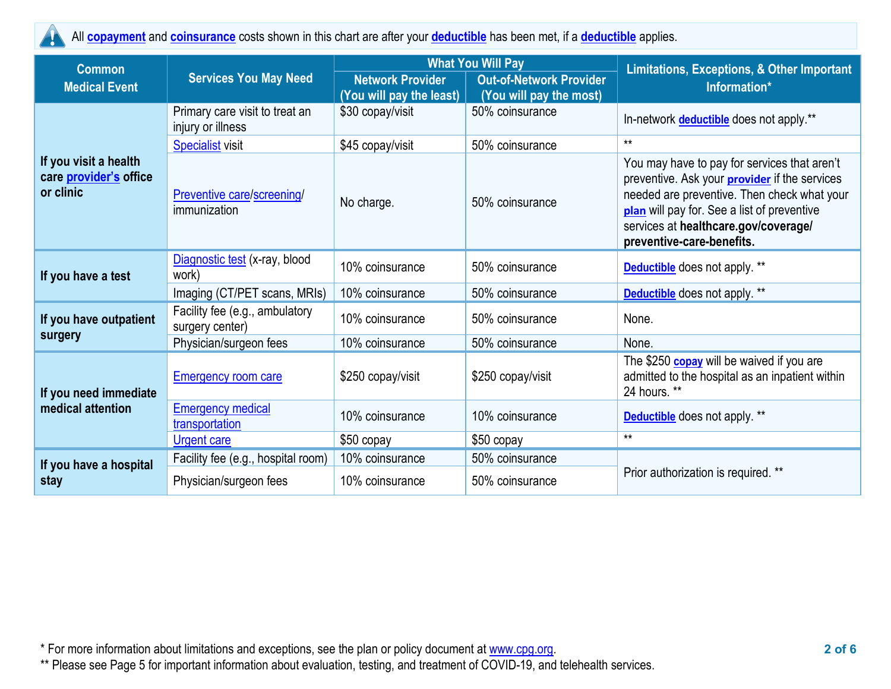All **copayment** and **coinsurance** costs shown in this chart are after your **deductible** has been met, if a **deductible** applies.

| Common Medical Event | Services You May Need | What You Will Pay | | Limitations, Exceptions, & Other Important Information* |
|---|---|---|---|---|
| | | Network Provider (You will pay the least) | Out-of-Network Provider (You will pay the most) | |
| If you visit a health care provider's office or clinic | Primary care visit to treat an injury or illness | $30 copay/visit | 50% coinsurance | In-network deductible does not apply.** |
| | Specialist visit | $45 copay/visit | 50% coinsurance | ** |
| | Preventive care/screening/ immunization | No charge. | 50% coinsurance | You may have to pay for services that aren't preventive. Ask your provider if the services needed are preventive. Then check what your plan will pay for. See a list of preventive services at **healthcare.gov/coverage/ preventive-care-benefits.** |
| If you have a test | Diagnostic test (x-ray, blood work) | 10% coinsurance | 50% coinsurance | Deductible does not apply. ** |
| | Imaging (CT/PET scans, MRIs) | 10% coinsurance | 50% coinsurance | Deductible does not apply. ** |
| If you have outpatient surgery | Facility fee (e.g., ambulatory surgery center) | 10% coinsurance | 50% coinsurance | None. |
| | Physician/surgeon fees | 10% coinsurance | 50% coinsurance | None. |
| If you need immediate medical attention | Emergency room care | $250 copay/visit | $250 copay/visit | The $250 copay will be waived if you are admitted to the hospital as an inpatient within 24 hours. ** |
| | Emergency medical transportation | 10% coinsurance | 10% coinsurance | Deductible does not apply. ** |
| | Urgent care | $50 copay | $50 copay | ** |
| If you have a hospital stay | Facility fee (e.g., hospital room) | 10% coinsurance | 50% coinsurance | Prior authorization is required. ** |
| | Physician/surgeon fees | 10% coinsurance | 50% coinsurance | |

* For more information about limitations and exceptions, see the plan or policy document at www.cpg.org.

** Please see Page 5 for important information about evaluation, testing, and treatment of COVID-19, and telehealth services.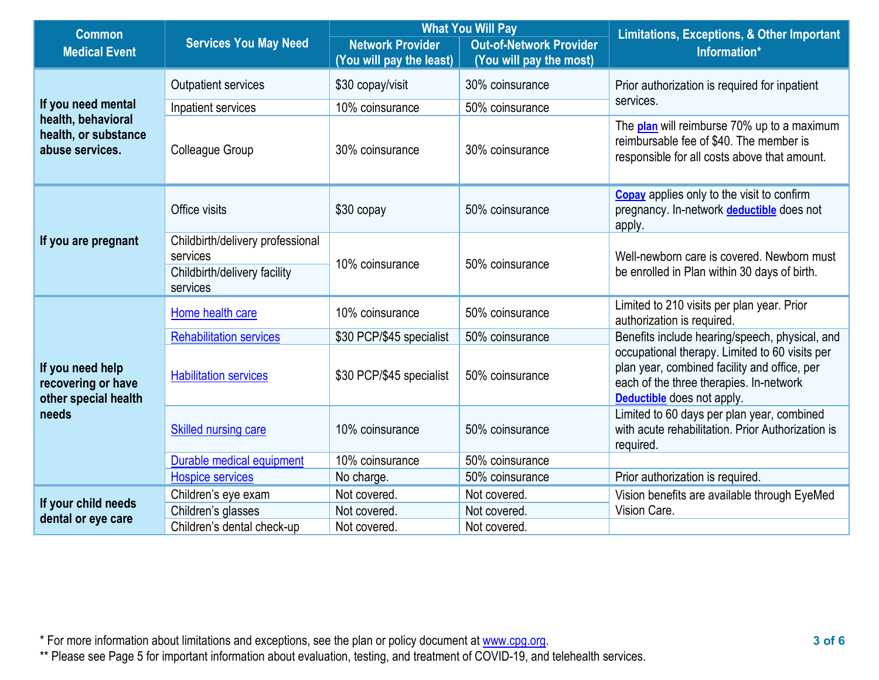| Common Medical Event | Services You May Need | What You Will Pay | | Limitations, Exceptions, & Other Important Information* |
|---|---|---|---|---|
| | | Network Provider (You will pay the least) | Out-of-Network Provider (You will pay the most) | |
| If you need mental health, behavioral health, or substance abuse services. | Outpatient services | $30 copay/visit | 30% coinsurance | Prior authorization is required for inpatient services. |
| | Inpatient services | 10% coinsurance | 50% coinsurance | |
| | Colleague Group | 30% coinsurance | 30% coinsurance | The plan will reimburse 70% up to a maximum reimbursable fee of $40. The member is responsible for all costs above that amount. |
| If you are pregnant | Office visits | $30 copay | 50% coinsurance | Copay applies only to the visit to confirm pregnancy. In-network deductible does not apply. |
| | Childbirth/delivery professional services | 10% coinsurance | 50% coinsurance | Well-newborn care is covered. Newborn must be enrolled in Plan within 30 days of birth. |
| | Childbirth/delivery facility services | | | |
| If you need help recovering or have other special health needs | Home health care | 10% coinsurance | 50% coinsurance | Limited to 210 visits per plan year. Prior authorization is required. |
| | Rehabilitation services | $30 PCP/$45 specialist | 50% coinsurance | Benefits include hearing/speech, physical, and occupational therapy. Limited to 60 visits per plan year, combined facility and office, per each of the three therapies. In-network Deductible does not apply. |
| | Habilitation services | $30 PCP/$45 specialist | 50% coinsurance | |
| | Skilled nursing care | 10% coinsurance | 50% coinsurance | Limited to 60 days per plan year, combined with acute rehabilitation. Prior Authorization is required. |
| | Durable medical equipment | 10% coinsurance | 50% coinsurance | |
| | Hospice services | No charge. | 50% coinsurance | Prior authorization is required. |
| If your child needs dental or eye care | Children's eye exam | Not covered. | Not covered. | Vision benefits are available through EyeMed Vision Care. |
| | Children's glasses | Not covered. | Not covered. | |
| | Children's dental check-up | Not covered. | Not covered. | |

\* For more information about limitations and exceptions, see the plan or policy document at www.cpg.org.

** Please see Page 5 for important information about evaluation, testing, and treatment of COVID-19, and telehealth services.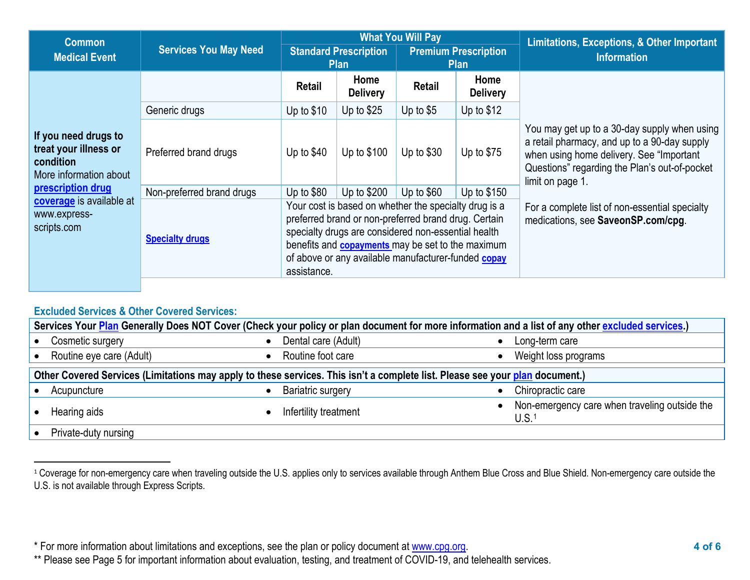| Common Medical Event | Services You May Need | What You Will Pay | | | | Limitations, Exceptions, & Other Important Information |
|---|---|---|---|---|---|---|
| | | Standard Prescription Plan | | Premium Prescription Plan | | |
| | | Retail | Home Delivery | Retail | Home Delivery | |
| **If you need drugs to treat your illness or condition** More information about **prescription drug coverage** is available at www.express-scripts.com | Generic drugs | Up to $10 | Up to $25 | Up to $5 | Up to $12 | You may get up to a 30-day supply when using a retail pharmacy, and up to a 90-day supply when using home delivery. See "Important Questions" regarding the Plan's out-of-pocket limit on page 1.<br><br>For a complete list of non-essential specialty medications, see **SaveonSP.com/cpg**. |
| | Preferred brand drugs | Up to $40 | Up to $100 | Up to $30 | Up to $75 | |
| | Non-preferred brand drugs | Up to $80 | Up to $200 | Up to $60 | Up to $150 | |
| | **Specialty drugs** | Your cost is based on whether the specialty drug is a preferred brand or non-preferred brand drug. Certain specialty drugs are considered non-essential health benefits and **copayments** may be set to the maximum of above or any available manufacturer-funded **copay** assistance. | | | | |

### Excluded Services & Other Covered Services:

| **Services Your Plan Generally Does NOT Cover (Check your policy or plan document for more information and a list of any other excluded services.)** | | |
|---|---|---|
| • Cosmetic surgery | • Dental care (Adult) | • Long-term care |
| • Routine eye care (Adult) | • Routine foot care | • Weight loss programs |

| **Other Covered Services (Limitations may apply to these services. This isn't a complete list. Please see your plan document.)** | | |
|---|---|---|
| • Acupuncture | • Bariatric surgery | • Chiropractic care |
| • Hearing aids | • Infertility treatment | • Non-emergency care when traveling outside the U.S.[1] |
| • Private-duty nursing | | |

[1] Coverage for non-emergency care when traveling outside the U.S. applies only to services available through Anthem Blue Cross and Blue Shield. Non-emergency care outside the U.S. is not available through Express Scripts.

* For more information about limitations and exceptions, see the plan or policy document at www.cpg.org.
** Please see Page 5 for important information about evaluation, testing, and treatment of COVID-19, and telehealth services.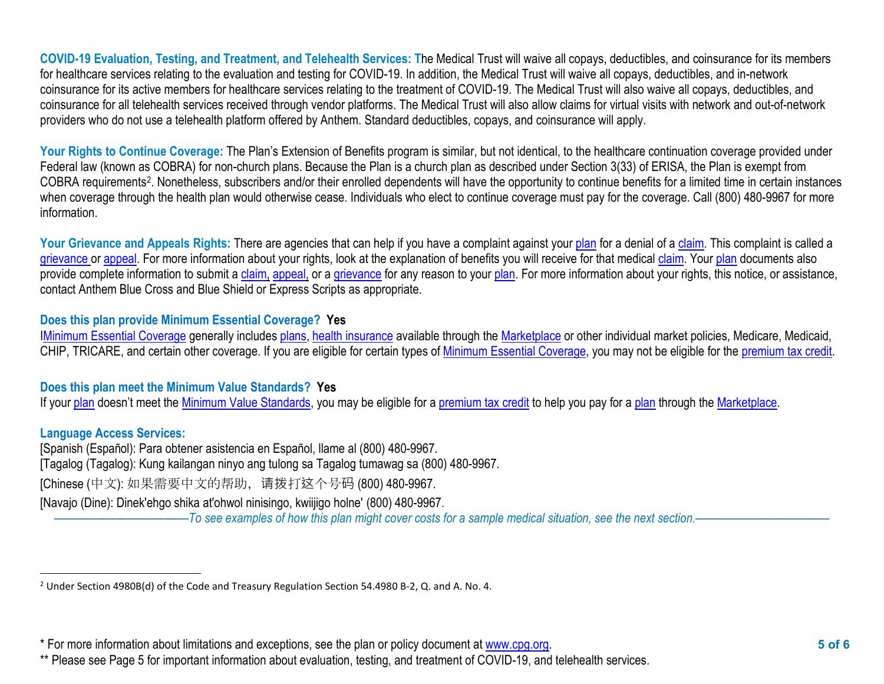**COVID-19 Evaluation, Testing, and Treatment, and Telehealth Services:** The Medical Trust will waive all copays, deductibles, and coinsurance for its members for healthcare services relating to the evaluation and testing for COVID-19. In addition, the Medical Trust will waive all copays, deductibles, and in-network coinsurance for its active members for healthcare services relating to the treatment of COVID-19. The Medical Trust will also waive all copays, deductibles, and coinsurance for all telehealth services received through vendor platforms. The Medical Trust will also allow claims for virtual visits with network and out-of-network providers who do not use a telehealth platform offered by Anthem. Standard deductibles, copays, and coinsurance will apply.

**Your Rights to Continue Coverage:** The Plan's Extension of Benefits program is similar, but not identical, to the healthcare continuation coverage provided under Federal law (known as COBRA) for non-church plans. Because the Plan is a church plan as described under Section 3(33) of ERISA, the Plan is exempt from COBRA requirements[2]. Nonetheless, subscribers and/or their enrolled dependents will have the opportunity to continue benefits for a limited time in certain instances when coverage through the health plan would otherwise cease. Individuals who elect to continue coverage must pay for the coverage. Call (800) 480-9967 for more information.

**Your Grievance and Appeals Rights:** There are agencies that can help if you have a complaint against your plan for a denial of a claim. This complaint is called a grievance or appeal. For more information about your rights, look at the explanation of benefits you will receive for that medical claim. Your plan documents also provide complete information to submit a claim, appeal, or a grievance for any reason to your plan. For more information about your rights, this notice, or assistance, contact Anthem Blue Cross and Blue Shield or Express Scripts as appropriate.

**Does this plan provide Minimum Essential Coverage? Yes**

IMinimum Essential Coverage generally includes plans, health insurance available through the Marketplace or other individual market policies, Medicare, Medicaid, CHIP, TRICARE, and certain other coverage. If you are eligible for certain types of Minimum Essential Coverage, you may not be eligible for the premium tax credit.

**Does this plan meet the Minimum Value Standards? Yes**

If your plan doesn't meet the Minimum Value Standards, you may be eligible for a premium tax credit to help you pay for a plan through the Marketplace.

**Language Access Services:**

[Spanish (Español): Para obtener asistencia en Español, llame al (800) 480-9967.

[Tagalog (Tagalog): Kung kailangan ninyo ang tulong sa Tagalog tumawag sa (800) 480-9967.

[Chinese (中文): 如果需要中文的帮助，请拨打这个号码 (800) 480-9967.

[Navajo (Dine): Dinek'ehgo shika at'ohwol ninisingo, kwiijigo holne' (800) 480-9967.

*——————————To see examples of how this plan might cover costs for a sample medical situation, see the next section.——————————*

[2] Under Section 4980B(d) of the Code and Treasury Regulation Section 54.4980 B-2, Q. and A. No. 4.

\* For more information about limitations and exceptions, see the plan or policy document at www.cpg.org.

\*\* Please see Page 5 for important information about evaluation, testing, and treatment of COVID-19, and telehealth services.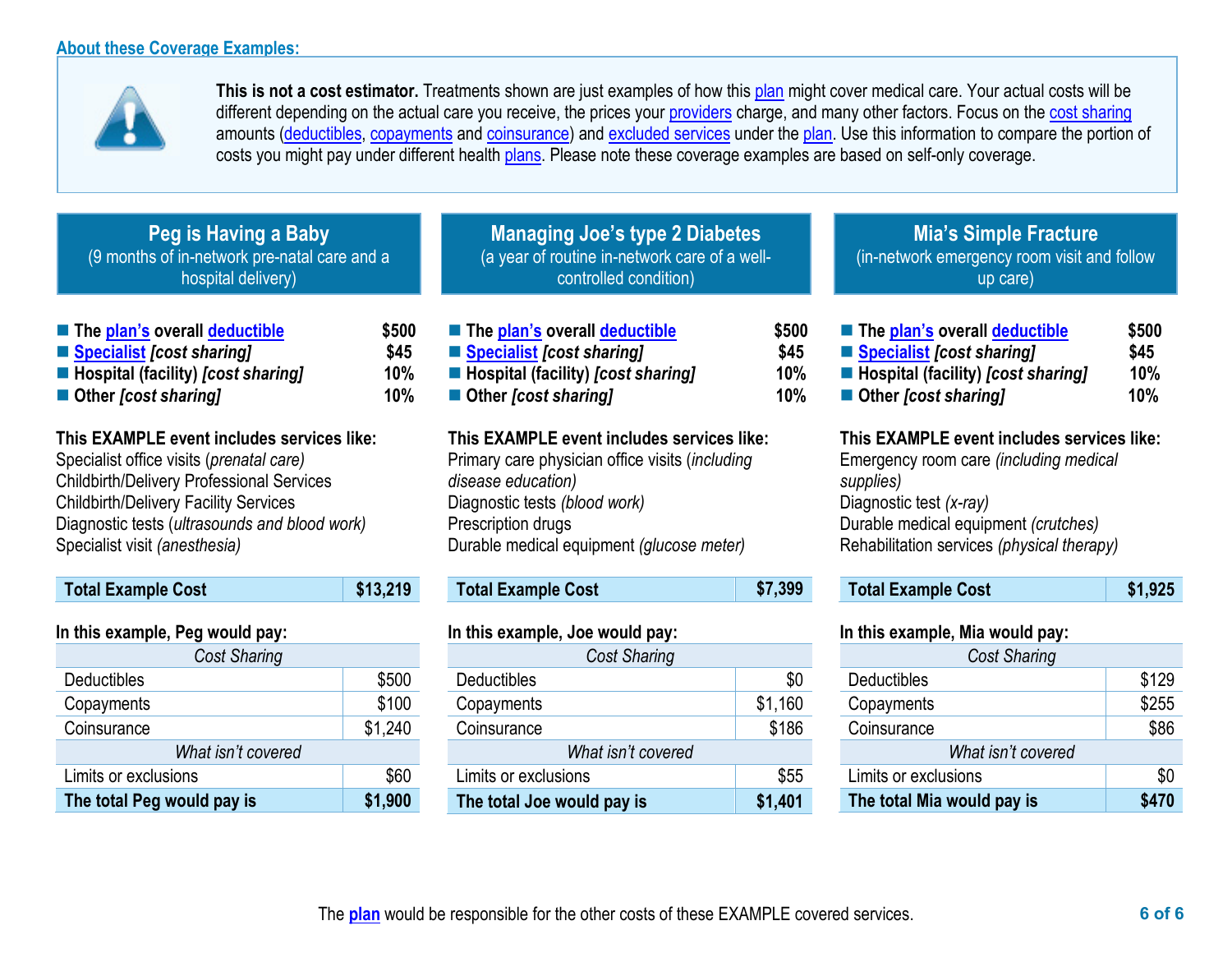## About these Coverage Examples:

**This is not a cost estimator.** Treatments shown are just examples of how this plan might cover medical care. Your actual costs will be different depending on the actual care you receive, the prices your providers charge, and many other factors. Focus on the cost sharing amounts (deductibles, copayments and coinsurance) and excluded services under the plan. Use this information to compare the portion of costs you might pay under different health plans. Please note these coverage examples are based on self-only coverage.

### Peg is Having a Baby
(9 months of in-network pre-natal care and a hospital delivery)

| | |
|---|---|
| **The plan's overall deductible** | **$500** |
| ***Specialist** [cost sharing]* | **$45** |
| **Hospital (facility)** ***[cost sharing]*** | **10%** |
| **Other** ***[cost sharing]*** | **10%** |

**This EXAMPLE event includes services like:**
Specialist office visits (*prenatal care)*
Childbirth/Delivery Professional Services
Childbirth/Delivery Facility Services
Diagnostic tests (*ultrasounds and blood work)*
Specialist visit *(anesthesia)*

| **Total Example Cost** | **$13,219** |
|---|---|

**In this example, Peg would pay:**

| *Cost Sharing* | |
|---|---|
| Deductibles | $500 |
| Copayments | $100 |
| Coinsurance | $1,240 |
| *What isn't covered* | |
| Limits or exclusions | $60 |
| **The total Peg would pay is** | **$1,900** |

### Managing Joe's type 2 Diabetes
(a year of routine in-network care of a well-controlled condition)

| | |
|---|---|
| **The plan's overall deductible** | **$500** |
| ***Specialist** [cost sharing]* | **$45** |
| **Hospital (facility)** ***[cost sharing]*** | **10%** |
| **Other** ***[cost sharing]*** | **10%** |

**This EXAMPLE event includes services like:**
Primary care physician office visits (*including disease education)*
Diagnostic tests *(blood work)*
Prescription drugs
Durable medical equipment *(glucose meter)*

| **Total Example Cost** | **$7,399** |
|---|---|

**In this example, Joe would pay:**

| *Cost Sharing* | |
|---|---|
| Deductibles | $0 |
| Copayments | $1,160 |
| Coinsurance | $186 |
| *What isn't covered* | |
| Limits or exclusions | $55 |
| **The total Joe would pay is** | **$1,401** |

### Mia's Simple Fracture
(in-network emergency room visit and follow up care)

| | |
|---|---|
| **The plan's overall deductible** | **$500** |
| ***Specialist** [cost sharing]* | **$45** |
| **Hospital (facility)** ***[cost sharing]*** | **10%** |
| **Other** ***[cost sharing]*** | **10%** |

**This EXAMPLE event includes services like:**
Emergency room care *(including medical supplies)*
Diagnostic test *(x-ray)*
Durable medical equipment *(crutches)*
Rehabilitation services *(physical therapy)*

| **Total Example Cost** | **$1,925** |
|---|---|

**In this example, Mia would pay:**

| *Cost Sharing* | |
|---|---|
| Deductibles | $129 |
| Copayments | $255 |
| Coinsurance | $86 |
| *What isn't covered* | |
| Limits or exclusions | $0 |
| **The total Mia would pay is** | **$470** |

The plan would be responsible for the other costs of these EXAMPLE covered services.